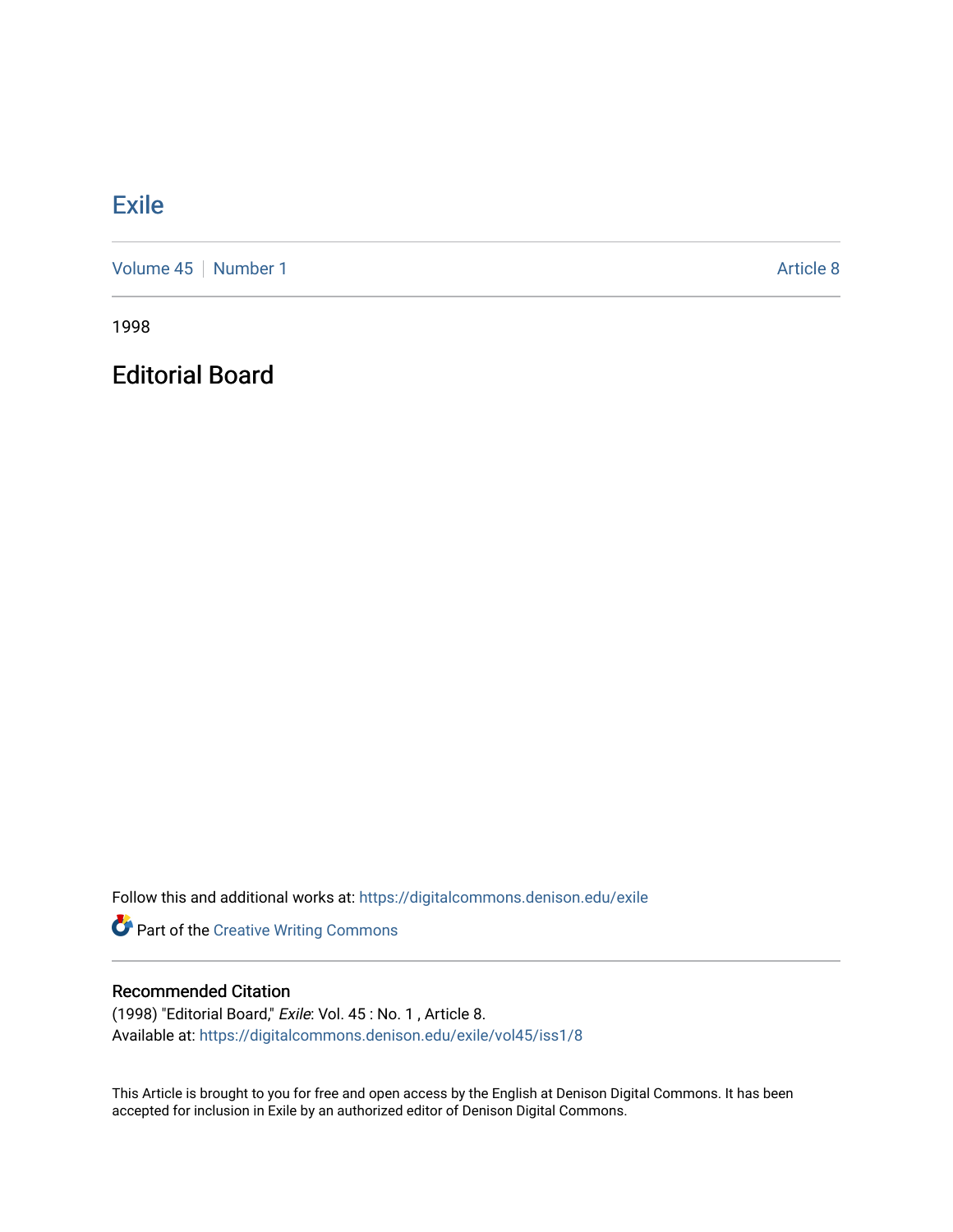# Exile

Volume 45 | Number 1 | Article 8

1998

## Editorial Board

Follow this and additional works at: https://digitalcommons.denison.edu/exile

Part of the Creative Writing Commons

### Recommended Citation

(1998) "Editorial Board," *Exile*: Vol. 45 : No. 1 , Article 8.
Available at: https://digitalcommons.denison.edu/exile/vol45/iss1/8

This Article is brought to you for free and open access by the English at Denison Digital Commons. It has been accepted for inclusion in Exile by an authorized editor of Denison Digital Commons.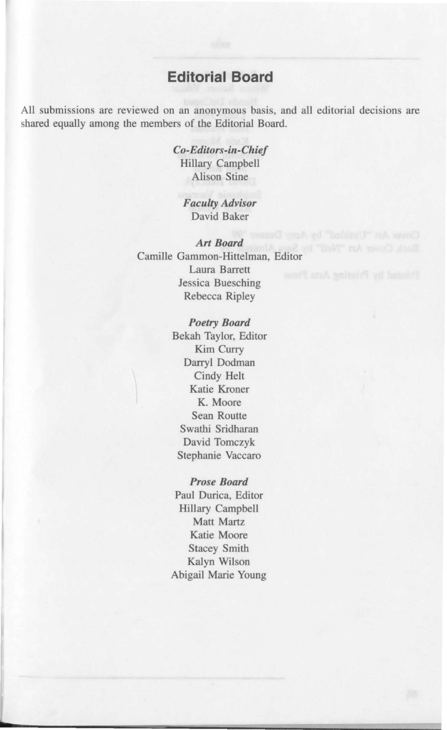## Editorial Board

All submissions are reviewed on an anonymous basis, and all editorial decisions are shared equally among the members of the Editorial Board.

***Co-Editors-in-Chief***
Hillary Campbell
Alison Stine

***Faculty Advisor***
David Baker

***Art Board***
Camille Gammon-Hittelman, Editor
Laura Barrett
Jessica Buesching
Rebecca Ripley

***Poetry Board***
Bekah Taylor, Editor
Kim Curry
Darryl Dodman
Cindy Helt
Katie Kroner
K. Moore
Sean Routte
Swathi Sridharan
David Tomczyk
Stephanie Vaccaro

***Prose Board***
Paul Durica, Editor
Hillary Campbell
Matt Martz
Katie Moore
Stacey Smith
Kalyn Wilson
Abigail Marie Young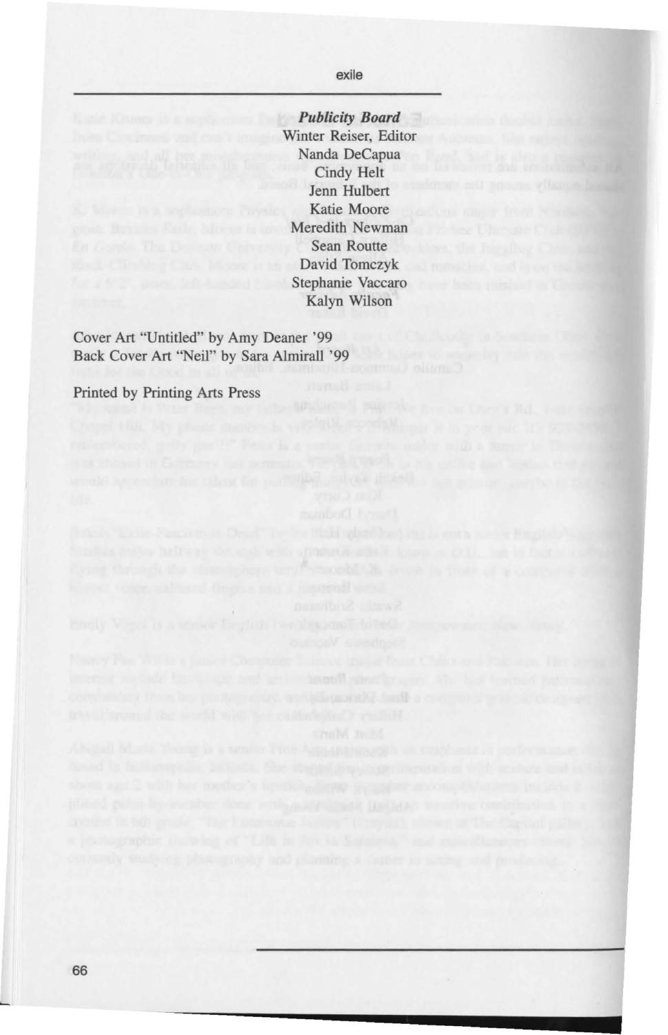**_Publicity Board_**

Winter Reiser, Editor
Nanda DeCapua
Cindy Helt
Jenn Hulbert
Katie Moore
Meredith Newman
Sean Routte
David Tomczyk
Stephanie Vaccaro
Kalyn Wilson

Cover Art "Untitled" by Amy Deaner '99
Back Cover Art "Neil" by Sara Almirall '99

Printed by Printing Arts Press